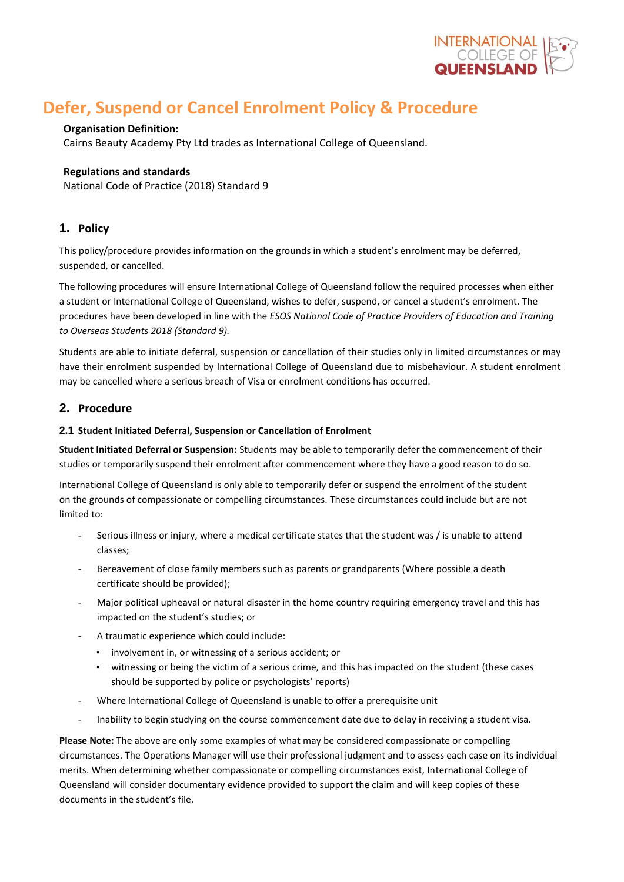# Defer, Suspend or Cancel Enrolment Policy & Procedure

**Organisation Definition:**
Cairns Beauty Academy Pty Ltd trades as International College of Queensland.

**Regulations and standards**
National Code of Practice (2018) Standard 9

## 1. Policy

This policy/procedure provides information on the grounds in which a student's enrolment may be deferred, suspended, or cancelled.

The following procedures will ensure International College of Queensland follow the required processes when either a student or International College of Queensland, wishes to defer, suspend, or cancel a student's enrolment. The procedures have been developed in line with the *ESOS National Code of Practice Providers of Education and Training to Overseas Students 2018 (Standard 9).*

Students are able to initiate deferral, suspension or cancellation of their studies only in limited circumstances or may have their enrolment suspended by International College of Queensland due to misbehaviour. A student enrolment may be cancelled where a serious breach of Visa or enrolment conditions has occurred.

## 2. Procedure

### 2.1 Student Initiated Deferral, Suspension or Cancellation of Enrolment

**Student Initiated Deferral or Suspension:** Students may be able to temporarily defer the commencement of their studies or temporarily suspend their enrolment after commencement where they have a good reason to do so.

International College of Queensland is only able to temporarily defer or suspend the enrolment of the student on the grounds of compassionate or compelling circumstances. These circumstances could include but are not limited to:

- Serious illness or injury, where a medical certificate states that the student was / is unable to attend classes;
- Bereavement of close family members such as parents or grandparents (Where possible a death certificate should be provided);
- Major political upheaval or natural disaster in the home country requiring emergency travel and this has impacted on the student's studies; or
- A traumatic experience which could include:
  - involvement in, or witnessing of a serious accident; or
  - witnessing or being the victim of a serious crime, and this has impacted on the student (these cases should be supported by police or psychologists' reports)
- Where International College of Queensland is unable to offer a prerequisite unit
- Inability to begin studying on the course commencement date due to delay in receiving a student visa.

**Please Note:** The above are only some examples of what may be considered compassionate or compelling circumstances. The Operations Manager will use their professional judgment and to assess each case on its individual merits. When determining whether compassionate or compelling circumstances exist, International College of Queensland will consider documentary evidence provided to support the claim and will keep copies of these documents in the student's file.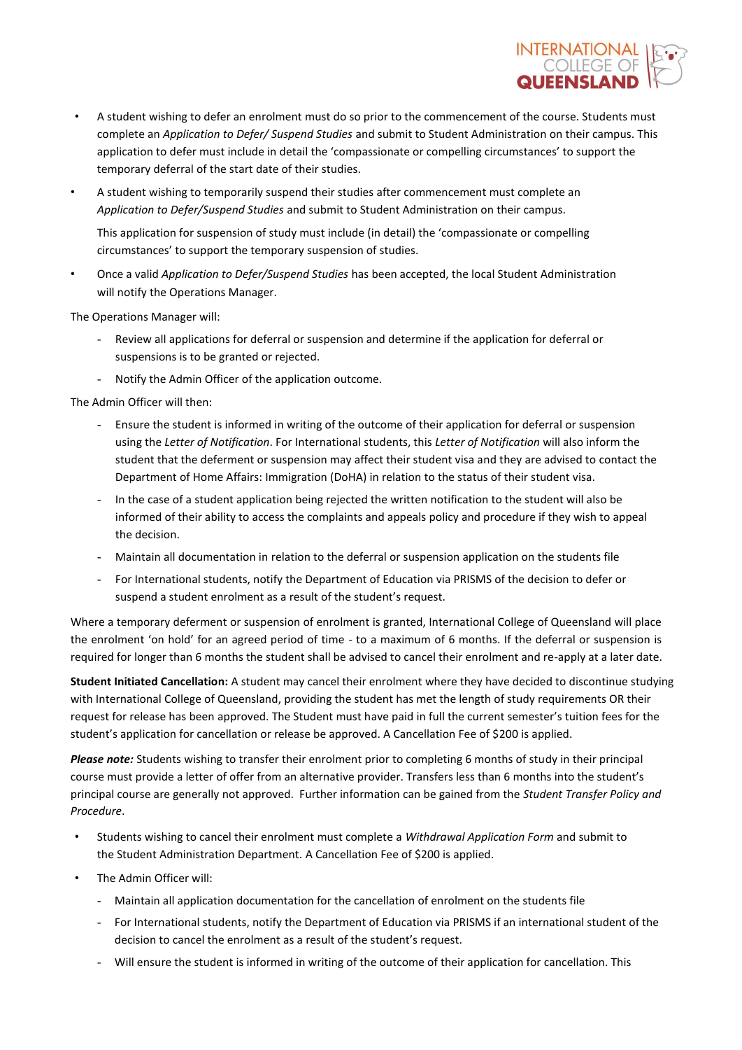- A student wishing to defer an enrolment must do so prior to the commencement of the course. Students must complete an *Application to Defer/ Suspend Studies* and submit to Student Administration on their campus. This application to defer must include in detail the 'compassionate or compelling circumstances' to support the temporary deferral of the start date of their studies.
- A student wishing to temporarily suspend their studies after commencement must complete an *Application to Defer/Suspend Studies* and submit to Student Administration on their campus.

  This application for suspension of study must include (in detail) the 'compassionate or compelling circumstances' to support the temporary suspension of studies.
- Once a valid *Application to Defer/Suspend Studies* has been accepted, the local Student Administration will notify the Operations Manager.

The Operations Manager will:

- Review all applications for deferral or suspension and determine if the application for deferral or suspensions is to be granted or rejected.
- Notify the Admin Officer of the application outcome.

The Admin Officer will then:

- Ensure the student is informed in writing of the outcome of their application for deferral or suspension using the *Letter of Notification*. For International students, this *Letter of Notification* will also inform the student that the deferment or suspension may affect their student visa and they are advised to contact the Department of Home Affairs: Immigration (DoHA) in relation to the status of their student visa.
- In the case of a student application being rejected the written notification to the student will also be informed of their ability to access the complaints and appeals policy and procedure if they wish to appeal the decision.
- Maintain all documentation in relation to the deferral or suspension application on the students file
- For International students, notify the Department of Education via PRISMS of the decision to defer or suspend a student enrolment as a result of the student's request.

Where a temporary deferment or suspension of enrolment is granted, International College of Queensland will place the enrolment 'on hold' for an agreed period of time - to a maximum of 6 months. If the deferral or suspension is required for longer than 6 months the student shall be advised to cancel their enrolment and re-apply at a later date.

**Student Initiated Cancellation:** A student may cancel their enrolment where they have decided to discontinue studying with International College of Queensland, providing the student has met the length of study requirements OR their request for release has been approved. The Student must have paid in full the current semester's tuition fees for the student's application for cancellation or release be approved. A Cancellation Fee of $200 is applied.

***Please note:*** Students wishing to transfer their enrolment prior to completing 6 months of study in their principal course must provide a letter of offer from an alternative provider. Transfers less than 6 months into the student's principal course are generally not approved. Further information can be gained from the *Student Transfer Policy and Procedure*.

- Students wishing to cancel their enrolment must complete a *Withdrawal Application Form* and submit to the Student Administration Department. A Cancellation Fee of $200 is applied.
- The Admin Officer will:
  - Maintain all application documentation for the cancellation of enrolment on the students file
  - For International students, notify the Department of Education via PRISMS if an international student of the decision to cancel the enrolment as a result of the student's request.
  - Will ensure the student is informed in writing of the outcome of their application for cancellation. This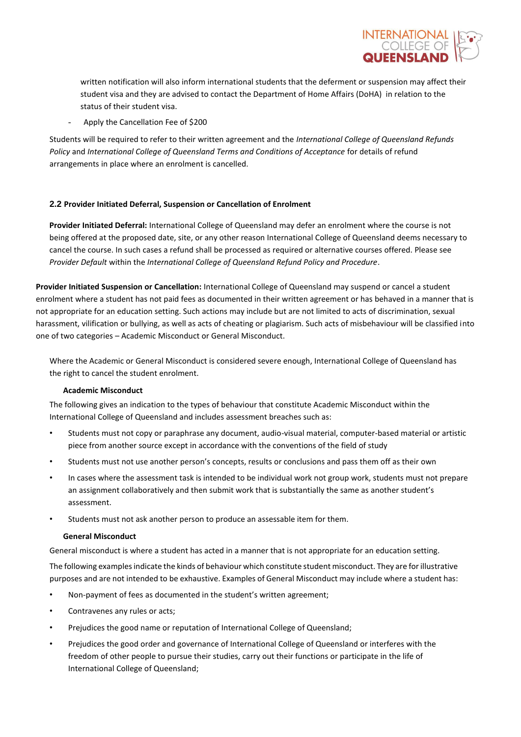written notification will also inform international students that the deferment or suspension may affect their student visa and they are advised to contact the Department of Home Affairs (DoHA) in relation to the status of their student visa.

- Apply the Cancellation Fee of $200

Students will be required to refer to their written agreement and the *International College of Queensland Refunds Policy* and *International College of Queensland Terms and Conditions of Acceptance* for details of refund arrangements in place where an enrolment is cancelled.

### 2.2 Provider Initiated Deferral, Suspension or Cancellation of Enrolment

**Provider Initiated Deferral:** International College of Queensland may defer an enrolment where the course is not being offered at the proposed date, site, or any other reason International College of Queensland deems necessary to cancel the course. In such cases a refund shall be processed as required or alternative courses offered. Please see *Provider Default* within the *International College of Queensland Refund Policy and Procedure*.

**Provider Initiated Suspension or Cancellation:** International College of Queensland may suspend or cancel a student enrolment where a student has not paid fees as documented in their written agreement or has behaved in a manner that is not appropriate for an education setting. Such actions may include but are not limited to acts of discrimination, sexual harassment, vilification or bullying, as well as acts of cheating or plagiarism. Such acts of misbehaviour will be classified into one of two categories – Academic Misconduct or General Misconduct.

Where the Academic or General Misconduct is considered severe enough, International College of Queensland has the right to cancel the student enrolment.

**Academic Misconduct**

The following gives an indication to the types of behaviour that constitute Academic Misconduct within the International College of Queensland and includes assessment breaches such as:

- Students must not copy or paraphrase any document, audio-visual material, computer-based material or artistic piece from another source except in accordance with the conventions of the field of study
- Students must not use another person's concepts, results or conclusions and pass them off as their own
- In cases where the assessment task is intended to be individual work not group work, students must not prepare an assignment collaboratively and then submit work that is substantially the same as another student's assessment.
- Students must not ask another person to produce an assessable item for them.

**General Misconduct**

General misconduct is where a student has acted in a manner that is not appropriate for an education setting.

The following examples indicate the kinds of behaviour which constitute student misconduct. They are for illustrative purposes and are not intended to be exhaustive. Examples of General Misconduct may include where a student has:

- Non-payment of fees as documented in the student's written agreement;
- Contravenes any rules or acts;
- Prejudices the good name or reputation of International College of Queensland;
- Prejudices the good order and governance of International College of Queensland or interferes with the freedom of other people to pursue their studies, carry out their functions or participate in the life of International College of Queensland;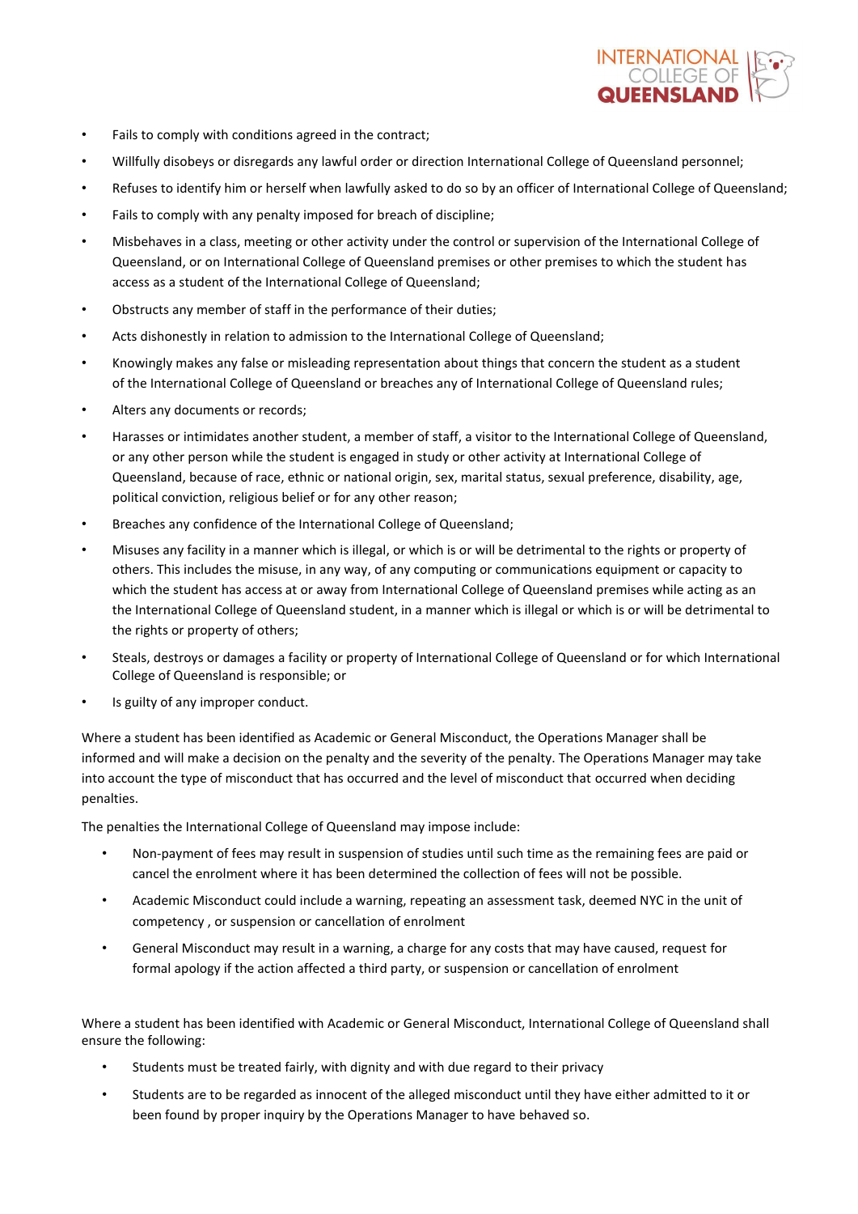- Fails to comply with conditions agreed in the contract;
- Willfully disobeys or disregards any lawful order or direction International College of Queensland personnel;
- Refuses to identify him or herself when lawfully asked to do so by an officer of International College of Queensland;
- Fails to comply with any penalty imposed for breach of discipline;
- Misbehaves in a class, meeting or other activity under the control or supervision of the International College of Queensland, or on International College of Queensland premises or other premises to which the student has access as a student of the International College of Queensland;
- Obstructs any member of staff in the performance of their duties;
- Acts dishonestly in relation to admission to the International College of Queensland;
- Knowingly makes any false or misleading representation about things that concern the student as a student of the International College of Queensland or breaches any of International College of Queensland rules;
- Alters any documents or records;
- Harasses or intimidates another student, a member of staff, a visitor to the International College of Queensland, or any other person while the student is engaged in study or other activity at International College of Queensland, because of race, ethnic or national origin, sex, marital status, sexual preference, disability, age, political conviction, religious belief or for any other reason;
- Breaches any confidence of the International College of Queensland;
- Misuses any facility in a manner which is illegal, or which is or will be detrimental to the rights or property of others. This includes the misuse, in any way, of any computing or communications equipment or capacity to which the student has access at or away from International College of Queensland premises while acting as an the International College of Queensland student, in a manner which is illegal or which is or will be detrimental to the rights or property of others;
- Steals, destroys or damages a facility or property of International College of Queensland or for which International College of Queensland is responsible; or
- Is guilty of any improper conduct.

Where a student has been identified as Academic or General Misconduct, the Operations Manager shall be informed and will make a decision on the penalty and the severity of the penalty. The Operations Manager may take into account the type of misconduct that has occurred and the level of misconduct that occurred when deciding penalties.

The penalties the International College of Queensland may impose include:

- Non-payment of fees may result in suspension of studies until such time as the remaining fees are paid or cancel the enrolment where it has been determined the collection of fees will not be possible.
- Academic Misconduct could include a warning, repeating an assessment task, deemed NYC in the unit of competency , or suspension or cancellation of enrolment
- General Misconduct may result in a warning, a charge for any costs that may have caused, request for formal apology if the action affected a third party, or suspension or cancellation of enrolment

Where a student has been identified with Academic or General Misconduct, International College of Queensland shall ensure the following:

- Students must be treated fairly, with dignity and with due regard to their privacy
- Students are to be regarded as innocent of the alleged misconduct until they have either admitted to it or been found by proper inquiry by the Operations Manager to have behaved so.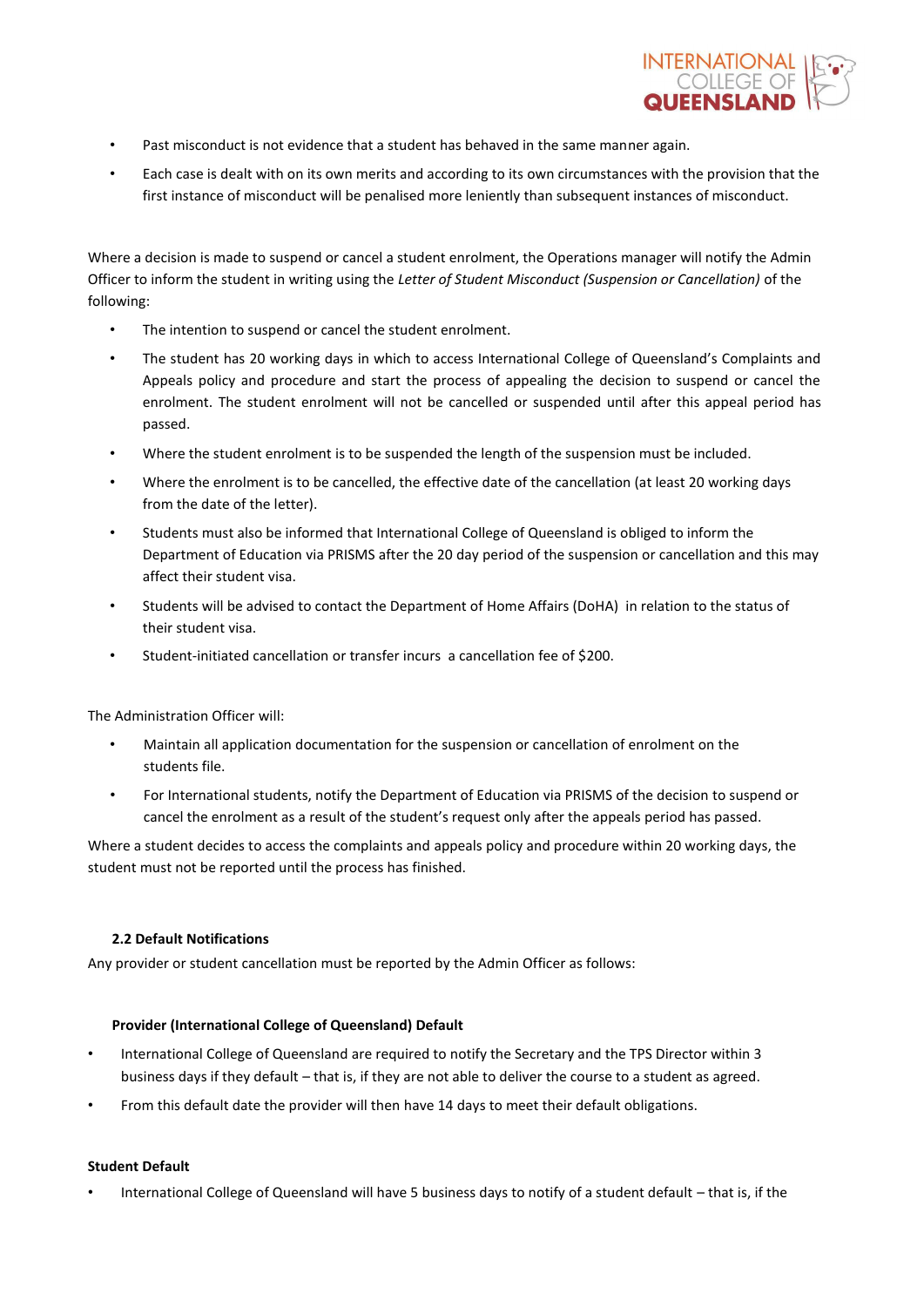- Past misconduct is not evidence that a student has behaved in the same manner again.
- Each case is dealt with on its own merits and according to its own circumstances with the provision that the first instance of misconduct will be penalised more leniently than subsequent instances of misconduct.

Where a decision is made to suspend or cancel a student enrolment, the Operations manager will notify the Admin Officer to inform the student in writing using the *Letter of Student Misconduct (Suspension or Cancellation)* of the following:

- The intention to suspend or cancel the student enrolment.
- The student has 20 working days in which to access International College of Queensland's Complaints and Appeals policy and procedure and start the process of appealing the decision to suspend or cancel the enrolment. The student enrolment will not be cancelled or suspended until after this appeal period has passed.
- Where the student enrolment is to be suspended the length of the suspension must be included.
- Where the enrolment is to be cancelled, the effective date of the cancellation (at least 20 working days from the date of the letter).
- Students must also be informed that International College of Queensland is obliged to inform the Department of Education via PRISMS after the 20 day period of the suspension or cancellation and this may affect their student visa.
- Students will be advised to contact the Department of Home Affairs (DoHA) in relation to the status of their student visa.
- Student-initiated cancellation or transfer incurs a cancellation fee of $200.

The Administration Officer will:

- Maintain all application documentation for the suspension or cancellation of enrolment on the students file.
- For International students, notify the Department of Education via PRISMS of the decision to suspend or cancel the enrolment as a result of the student's request only after the appeals period has passed.

Where a student decides to access the complaints and appeals policy and procedure within 20 working days, the student must not be reported until the process has finished.

### 2.2 Default Notifications

Any provider or student cancellation must be reported by the Admin Officer as follows:

#### Provider (International College of Queensland) Default

- International College of Queensland are required to notify the Secretary and the TPS Director within 3 business days if they default – that is, if they are not able to deliver the course to a student as agreed.
- From this default date the provider will then have 14 days to meet their default obligations.

#### Student Default

- International College of Queensland will have 5 business days to notify of a student default – that is, if the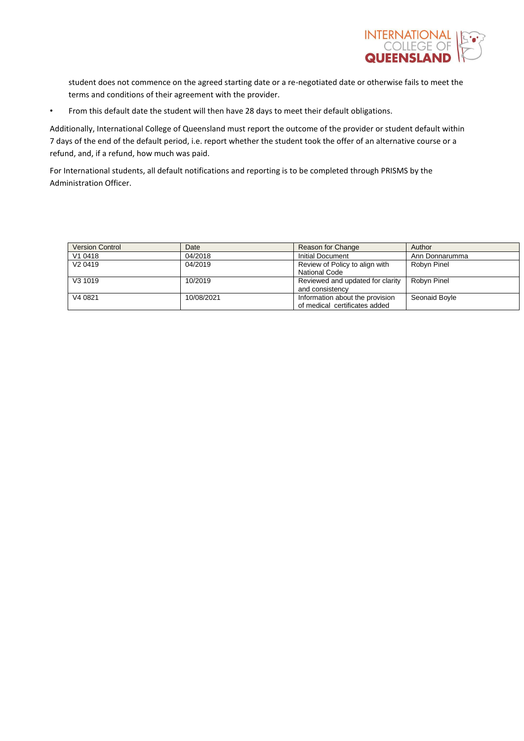student does not commence on the agreed starting date or a re-negotiated date or otherwise fails to meet the terms and conditions of their agreement with the provider.

- From this default date the student will then have 28 days to meet their default obligations.

Additionally, International College of Queensland must report the outcome of the provider or student default within 7 days of the end of the default period, i.e. report whether the student took the offer of an alternative course or a refund, and, if a refund, how much was paid.

For International students, all default notifications and reporting is to be completed through PRISMS by the Administration Officer.

| Version Control | Date | Reason for Change | Author |
|---|---|---|---|
| V1 0418 | 04/2018 | Initial Document | Ann Donnarumma |
| V2 0419 | 04/2019 | Review of Policy to align with National Code | Robyn Pinel |
| V3 1019 | 10/2019 | Reviewed and updated for clarity and consistency | Robyn Pinel |
| V4 0821 | 10/08/2021 | Information about the provision of medical certificates added | Seonaid Boyle |